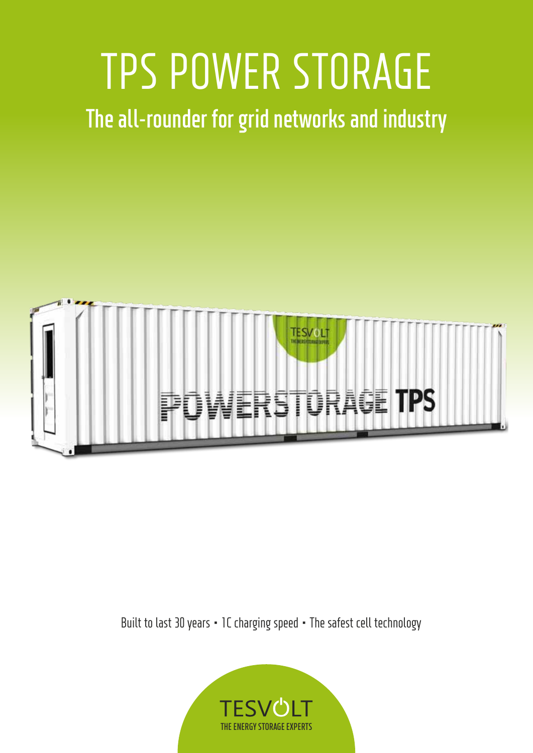# TPS POWER STORAGE

## The all-rounder for grid networks and industry

Built to last 30 years • 1C charging speed • The safest cell technology

TESVOLT

THE ENERGY STORAGE EXPERTS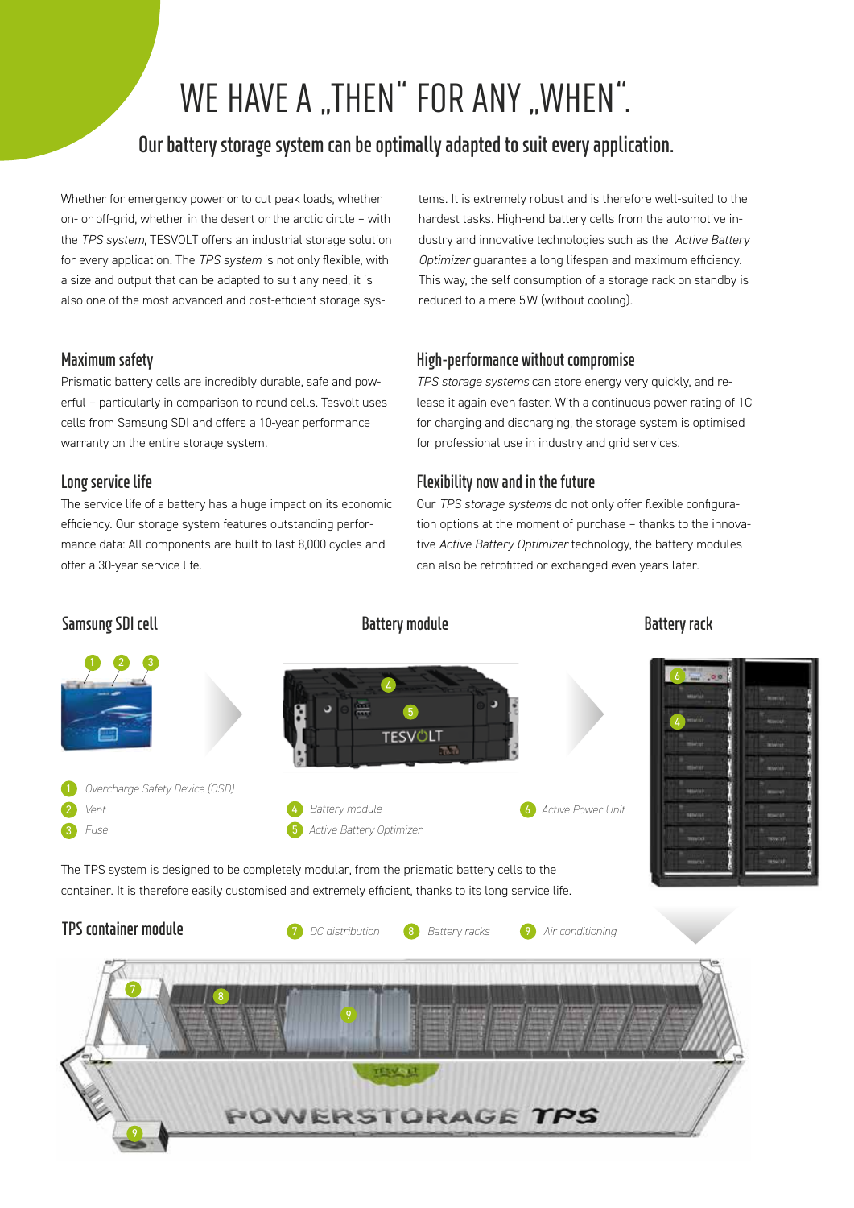# WE HAVE A „THEN" FOR ANY „WHEN".

## Our battery storage system can be optimally adapted to suit every application.

Whether for emergency power or to cut peak loads, whether on- or off-grid, whether in the desert or the arctic circle – with the *TPS system*, TESVOLT offers an industrial storage solution for every application. The *TPS system* is not only flexible, with a size and output that can be adapted to suit any need, it is also one of the most advanced and cost-efficient storage systems. It is extremely robust and is therefore well-suited to the hardest tasks. High-end battery cells from the automotive industry and innovative technologies such as the *Active Battery Optimizer* guarantee a long lifespan and maximum efficiency. This way, the self consumption of a storage rack on standby is reduced to a mere 5W (without cooling).

### Maximum safety

Prismatic battery cells are incredibly durable, safe and powerful – particularly in comparison to round cells. Tesvolt uses cells from Samsung SDI and offers a 10-year performance warranty on the entire storage system.

### Long service life

The service life of a battery has a huge impact on its economic efficiency. Our storage system features outstanding performance data: All components are built to last 8,000 cycles and offer a 30-year service life.

### High-performance without compromise

*TPS storage systems* can store energy very quickly, and release it again even faster. With a continuous power rating of 1C for charging and discharging, the storage system is optimised for professional use in industry and grid services.

### Flexibility now and in the future

Our *TPS storage systems* do not only offer flexible configuration options at the moment of purchase – thanks to the innovative *Active Battery Optimizer* technology, the battery modules can also be retrofitted or exchanged even years later.

### Samsung SDI cell

1. *Overcharge Safety Device (OSD)*
2. *Vent*
3. *Fuse*

### Battery module

4. *Battery module*
5. *Active Battery Optimizer*

### Battery rack

6. *Active Power Unit*

The TPS system is designed to be completely modular, from the prismatic battery cells to the container. It is therefore easily customised and extremely efficient, thanks to its long service life.

### TPS container module

7. *DC distribution*
8. *Battery racks*
9. *Air conditioning*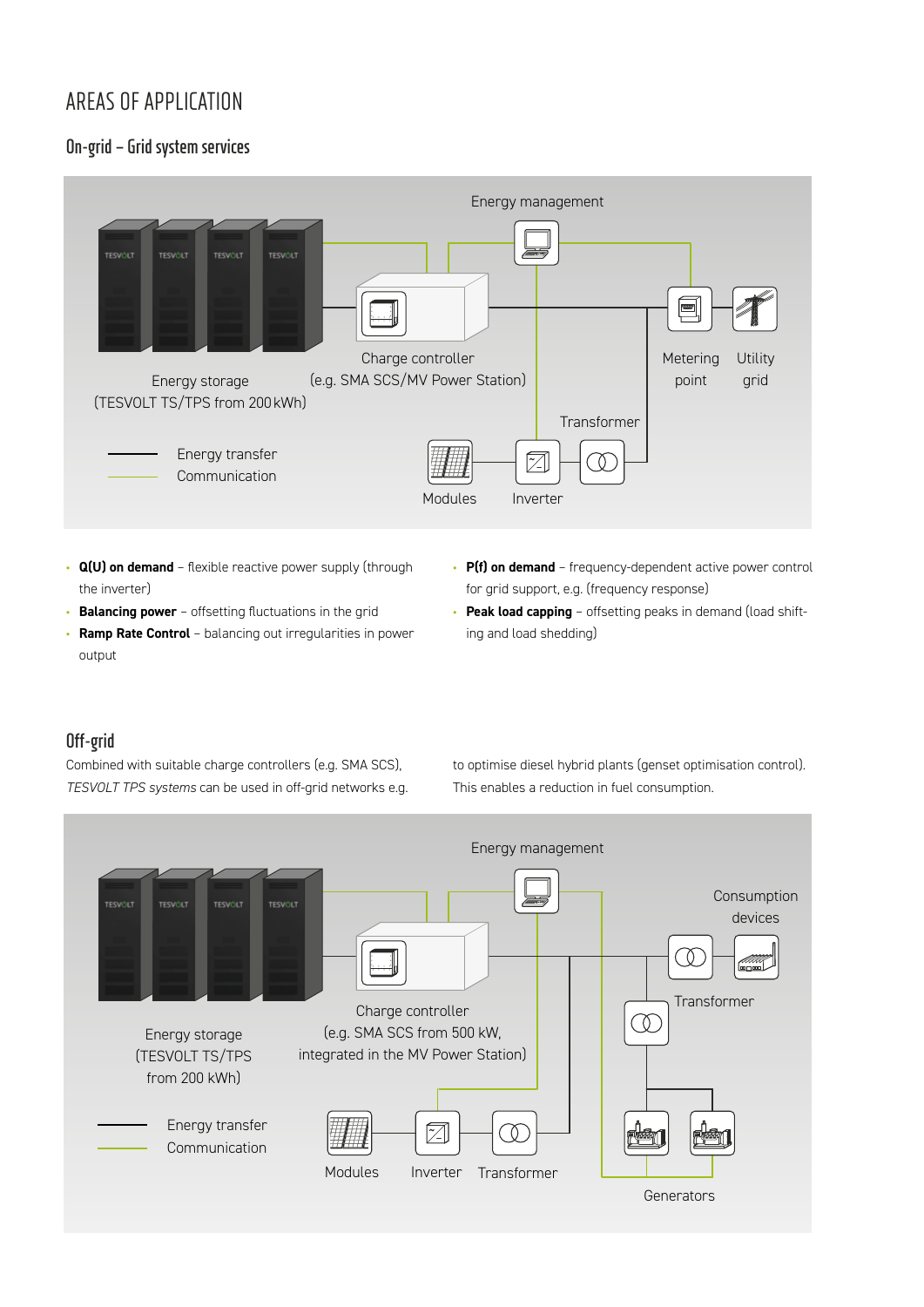# AREAS OF APPLICATION

## On-grid – Grid system services

Energy management

Energy storage
(TESVOLT TS/TPS from 200 kWh)

Charge controller
(e.g. SMA SCS/MV Power Station)

Metering point

Utility grid

Transformer

Modules

Inverter

Energy transfer
Communication

- **Q(U) on demand** – flexible reactive power supply (through the inverter)
- **Balancing power** – offsetting fluctuations in the grid
- **Ramp Rate Control** – balancing out irregularities in power output
- **P(f) on demand** – frequency-dependent active power control for grid support, e.g. (frequency response)
- **Peak load capping** – offsetting peaks in demand (load shifting and load shedding)

## Off-grid

Combined with suitable charge controllers (e.g. SMA SCS), *TESVOLT TPS systems* can be used in off-grid networks e.g. to optimise diesel hybrid plants (genset optimisation control). This enables a reduction in fuel consumption.

Energy management

Consumption devices

Transformer

Energy storage
(TESVOLT TS/TPS from 200 kWh)

Charge controller
(e.g. SMA SCS from 500 kW, integrated in the MV Power Station)

Energy transfer
Communication

Modules

Inverter

Transformer

Generators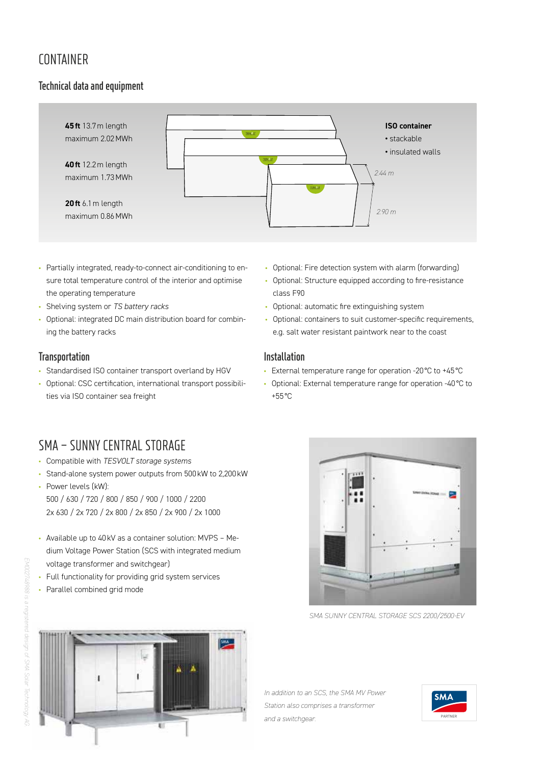# CONTAINER

## Technical data and equipment

**45 ft** 13.7 m length
maximum 2.02 MWh

**40 ft** 12.2 m length
maximum 1.73 MWh

**20 ft** 6.1 m length
maximum 0.86 MWh

2.44 m

2.90 m

**ISO container**
- stackable
- insulated walls

- Partially integrated, ready-to-connect air-conditioning to ensure total temperature control of the interior and optimise the operating temperature
- Shelving system or *TS battery racks*
- Optional: integrated DC main distribution board for combining the battery racks
- Optional: Fire detection system with alarm (forwarding)
- Optional: Structure equipped according to fire-resistance class F90
- Optional: automatic fire extinguishing system
- Optional: containers to suit customer-specific requirements, e.g. salt water resistant paintwork near to the coast

## Transportation

- Standardised ISO container transport overland by HGV
- Optional: CSC certification, international transport possibilities via ISO container sea freight

## Installation

- External temperature range for operation -20 °C to +45 °C
- Optional: External temperature range for operation -40 °C to +55 °C

# SMA – SUNNY CENTRAL STORAGE

- Compatible with *TESVOLT storage systems*
- Stand-alone system power outputs from 500 kW to 2,200 kW
- Power levels (kW):
  500 / 630 / 720 / 800 / 850 / 900 / 1000 / 2200
  2x 630 / 2x 720 / 2x 800 / 2x 850 / 2x 900 / 2x 1000
- Available up to 40 kV as a container solution: MVPS – Medium Voltage Power Station (SCS with integrated medium voltage transformer and switchgear)
- Full functionality for providing grid system services
- Parallel combined grid mode

*SMA SUNNY CENTRAL STORAGE SCS 2200/2500-EV*

*In addition to an SCS, the SMA MV Power Station also comprises a transformer and a switchgear.*

*EM002746988 is a registered design of SMA Solar Technology AG*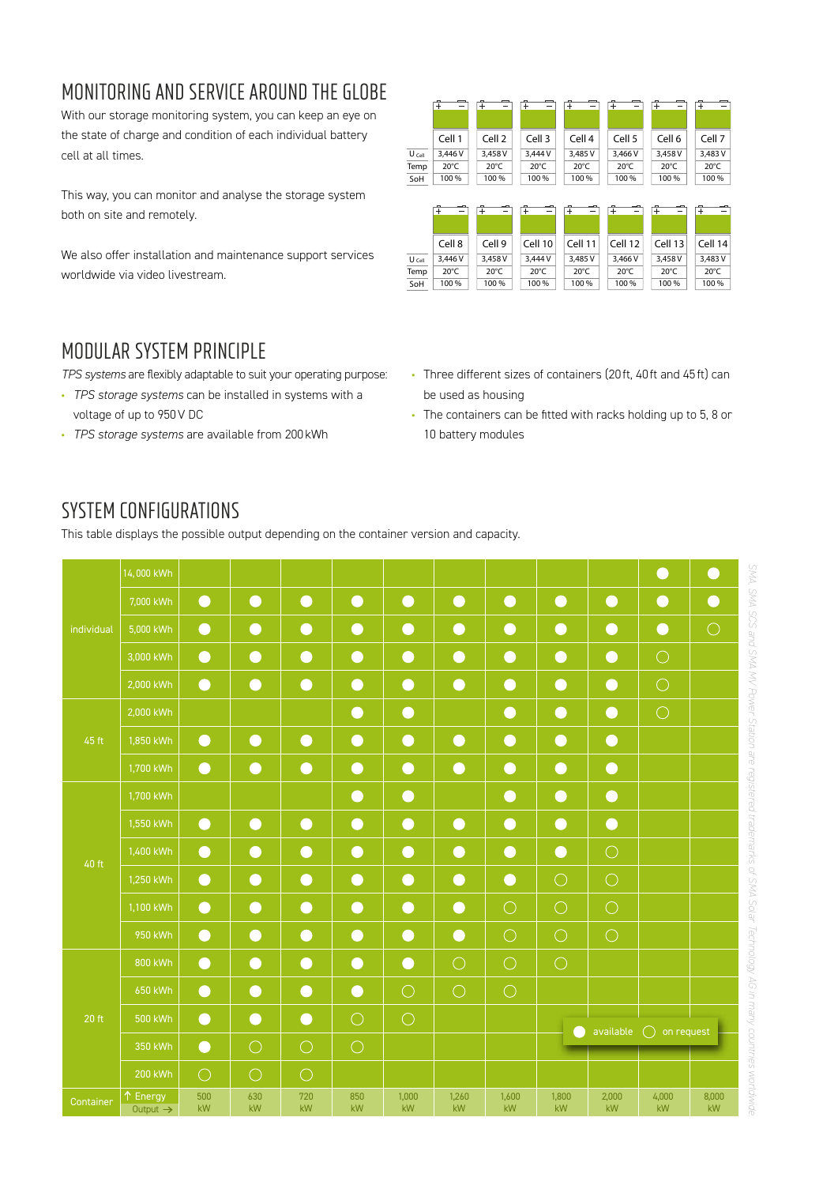## MONITORING AND SERVICE AROUND THE GLOBE

With our storage monitoring system, you can keep an eye on the state of charge and condition of each individual battery cell at all times.

This way, you can monitor and analyse the storage system both on site and remotely.

We also offer installation and maintenance support services worldwide via video livestream.

| | Cell 1 | Cell 2 | Cell 3 | Cell 4 | Cell 5 | Cell 6 | Cell 7 |
|---|---|---|---|---|---|---|---|
| $U_{Cell}$ | 3,446 V | 3,458 V | 3,444 V | 3,485 V | 3,466 V | 3,458 V | 3,483 V |
| Temp | 20°C | 20°C | 20°C | 20°C | 20°C | 20°C | 20°C |
| SoH | 100 % | 100 % | 100 % | 100 % | 100 % | 100 % | 100 % |

| | Cell 8 | Cell 9 | Cell 10 | Cell 11 | Cell 12 | Cell 13 | Cell 14 |
|---|---|---|---|---|---|---|---|
| $U_{Cell}$ | 3,446 V | 3,458 V | 3,444 V | 3,485 V | 3,466 V | 3,458 V | 3,483 V |
| Temp | 20°C | 20°C | 20°C | 20°C | 20°C | 20°C | 20°C |
| SoH | 100 % | 100 % | 100 % | 100 % | 100 % | 100 % | 100 % |

## MODULAR SYSTEM PRINCIPLE

*TPS systems* are flexibly adaptable to suit your operating purpose:

- *TPS storage systems* can be installed in systems with a voltage of up to 950 V DC
- *TPS storage systems* are available from 200 kWh
- Three different sizes of containers (20 ft, 40 ft and 45 ft) can be used as housing
- The containers can be fitted with racks holding up to 5, 8 or 10 battery modules

## SYSTEM CONFIGURATIONS

This table displays the possible output depending on the container version and capacity.

| Container | ↑ Energy / Output → | 500 kW | 630 kW | 720 kW | 850 kW | 1,000 kW | 1,260 kW | 1,600 kW | 1,800 kW | 2,000 kW | 4,000 kW | 8,000 kW |
|---|---|---|---|---|---|---|---|---|---|---|---|---|
| individual | 14,000 kWh | | | | | | | | | | ● | ● |
| | 7,000 kWh | ● | ● | ● | ● | ● | ● | ● | ● | ● | ● | ● |
| | 5,000 kWh | ● | ● | ● | ● | ● | ● | ● | ● | ● | ● | ○ |
| | 3,000 kWh | ● | ● | ● | ● | ● | ● | ● | ● | ● | ○ | |
| | 2,000 kWh | ● | ● | ● | ● | ● | ● | ● | ● | ● | ○ | |
| 45 ft | 2,000 kWh | | | | ● | ● | | ● | ● | ● | ○ | |
| | 1,850 kWh | ● | ● | ● | ● | ● | ● | ● | ● | ● | | |
| | 1,700 kWh | ● | ● | ● | ● | ● | ● | ● | ● | ● | | |
| 40 ft | 1,700 kWh | | | | ● | ● | | ● | ● | ● | | |
| | 1,550 kWh | ● | ● | ● | ● | ● | ● | ● | ● | ● | | |
| | 1,400 kWh | ● | ● | ● | ● | ● | ● | ● | ● | ○ | | |
| | 1,250 kWh | ● | ● | ● | ● | ● | ● | ● | ○ | ○ | | |
| | 1,100 kWh | ● | ● | ● | ● | ● | ● | ○ | ○ | ○ | | |
| | 950 kWh | ● | ● | ● | ● | ● | ● | ○ | ○ | ○ | | |
| 20 ft | 800 kWh | ● | ● | ● | ● | ● | ○ | ○ | ○ | | | |
| | 650 kWh | ● | ● | ● | ● | ○ | ○ | ○ | | | | |
| | 500 kWh | ● | ● | ● | ○ | ○ | | | | | | |
| | 350 kWh | ● | ○ | ○ | ○ | | | | | | | |
| | 200 kWh | ○ | ○ | ○ | | | | | | | | |

● available ○ on request

SMA, SMA SCS and SMA MV Power Station are registered trademarks of SMA Solar Technology AG in many countries worldwide.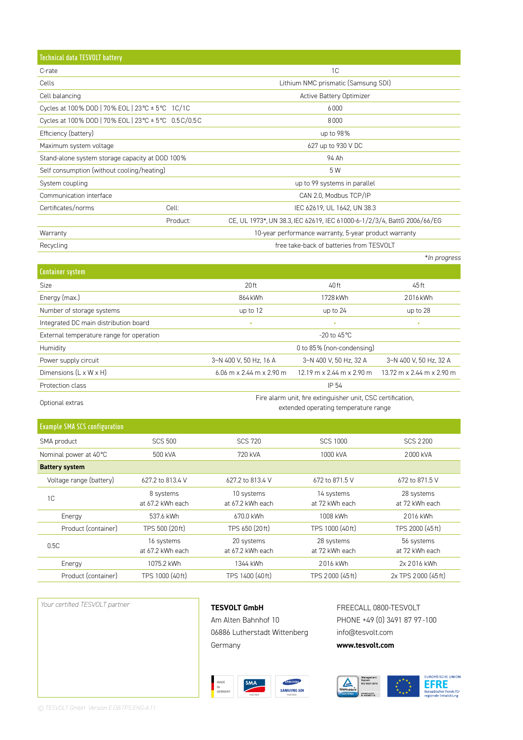## Technical data TESVOLT battery

| | | |
|---|---|---|
| C-rate | | 1C |
| Cells | | Lithium NMC prismatic (Samsung SDI) |
| Cell balancing | | Active Battery Optimizer |
| Cycles at 100% DOD \| 70% EOL \| 23°C ± 5°C 1C/1C | | 6000 |
| Cycles at 100% DOD \| 70% EOL \| 23°C ± 5°C 0.5C/0.5C | | 8000 |
| Efficiency (battery) | | up to 98% |
| Maximum system voltage | | 627 up to 930 V DC |
| Stand-alone system storage capacity at DOD 100% | | 94 Ah |
| Self consumption (without cooling/heating) | | 5 W |
| System coupling | | up to 99 systems in parallel |
| Communication interface | | CAN 2.0, Modbus TCP/IP |
| Certificates/norms | Cell: | IEC 62619, UL 1642, UN 38.3 |
| | Product: | CE, UL 1973*, UN 38.3, IEC 62619, IEC 61000-6-1/2/3/4, BattG 2006/66/EG |
| Warranty | | 10-year performance warranty, 5-year product warranty |
| Recycling | | free take-back of batteries from TESVOLT |

**In progress*

## Container system

| | | | |
|---|---|---|---|
| Size | 20 ft | 40 ft | 45 ft |
| Energy (max.) | 864 kWh | 1728 kWh | 2016 kWh |
| Number of storage systems | up to 12 | up to 24 | up to 28 |
| Integrated DC main distribution board | • | • | • |
| External temperature range for operation | -20 to 45°C | | |
| Humidity | 0 to 85% (non-condensing) | | |
| Power supply circuit | 3~N 400 V, 50 Hz, 16 A | 3~N 400 V, 50 Hz, 32 A | 3~N 400 V, 50 Hz, 32 A |
| Dimensions (L x W x H) | 6.06 m x 2.44 m x 2.90 m | 12.19 m x 2.44 m x 2.90 m | 13.72 m x 2.44 m x 2.90 m |
| Protection class | IP 54 | | |
| Optional extras | Fire alarm unit, fire extinguisher unit, CSC certification, extended operating temperature range | | |

## Example SMA SCS configuration

| | | | | |
|---|---|---|---|---|
| SMA product | SCS 500 | SCS 720 | SCS 1000 | SCS 2200 |
| Nominal power at 40°C | 500 kVA | 720 kVA | 1000 kVA | 2000 kVA |
| **Battery system** | | | | |
| Voltage range (battery) | 627.2 to 813.4 V | 627.2 to 813.4 V | 672 to 871.5 V | 672 to 871.5 V |
| 1C | 8 systems at 67.2 kWh each | 10 systems at 67.2 kWh each | 14 systems at 72 kWh each | 28 systems at 72 kWh each |
| Energy | 537.6 kWh | 670.0 kWh | 1008 kWh | 2016 kWh |
| Product (container) | TPS 500 (20 ft) | TPS 650 (20 ft) | TPS 1000 (40 ft) | TPS 2000 (45 ft) |
| 0.5C | 16 systems at 67.2 kWh each | 20 systems at 67.2 kWh each | 28 systems at 72 kWh each | 56 systems at 72 kWh each |
| Energy | 1075.2 kWh | 1344 kWh | 2016 kWh | 2x 2016 kWh |
| Product (container) | TPS 1000 (40 ft) | TPS 1400 (40 ft) | TPS 2000 (45 ft) | 2x TPS 2000 (45 ft) |

*Your certified TESVOLT partner*

**TESVOLT GmbH**
Am Alten Bahnhof 10
06886 Lutherstadt Wittenberg
Germany

FREECALL 0800-TESVOLT
PHONE +49 (0) 3491 87 97-100
info@tesvolt.com
**www.tesvolt.com**

MADE IN GERMANY · SMA PARTNER · SAMSUNG SDI PARTNER · TÜV Rheinland CERTIFIED Management System ISO 9001:2015 · EUROPÄISCHE UNION EFRE Europäischer Fonds für regionale Entwicklung

© TESVOLT GmbH · Version E.DB.TPS.ENG-A.11